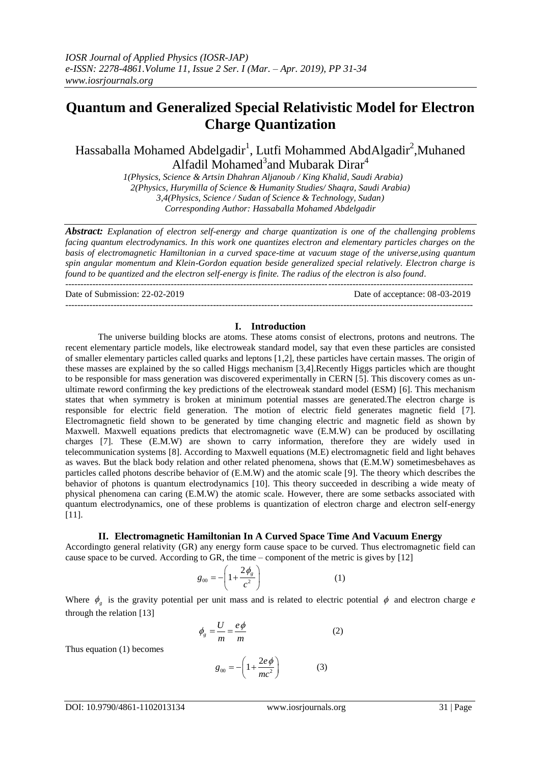# Quantum and Generalized Special Relativistic Model for Electron Charge Quantization

Hassaballa Mohamed Abdelgadir[1], Lutfi Mohammed AbdAlgadir[2],Muhaned Alfadil Mohamed[3]and Mubarak Dirar[4]

*1(Physics, Science & Artsin Dhahran Aljanoub / King Khalid, Saudi Arabia)*
*2(Physics, Hurymilla of Science & Humanity Studies/ Shaqra, Saudi Arabia)*
*3,4(Physics, Science / Sudan of Science & Technology, Sudan)*
*Corresponding Author: Hassaballa Mohamed Abdelgadir*

***Abstract:*** *Explanation of electron self-energy and charge quantization is one of the challenging problems facing quantum electrodynamics. In this work one quantizes electron and elementary particles charges on the basis of electromagnetic Hamiltonian in a curved space-time at vacuum stage of the universe,using quantum spin angular momentum and Klein-Gordon equation beside generalized special relatively. Electron charge is found to be quantized and the electron self-energy is finite. The radius of the electron is also found.*

---

Date of Submission: 22-02-2019 | Date of acceptance: 08-03-2019

---

## I. Introduction

The universe building blocks are atoms. These atoms consist of electrons, protons and neutrons. The recent elementary particle models, like electroweak standard model, say that even these particles are consisted of smaller elementary particles called quarks and leptons [1,2], these particles have certain masses. The origin of these masses are explained by the so called Higgs mechanism [3,4].Recently Higgs particles which are thought to be responsible for mass generation was discovered experimentally in CERN [5]. This discovery comes as un-ultimate reword confirming the key predictions of the electroweak standard model (ESM) [6]. This mechanism states that when symmetry is broken at minimum potential masses are generated.The electron charge is responsible for electric field generation. The motion of electric field generates magnetic field [7]. Electromagnetic field shown to be generated by time changing electric and magnetic field as shown by Maxwell. Maxwell equations predicts that electromagnetic wave (E.M.W) can be produced by oscillating charges [7]. These (E.M.W) are shown to carry information, therefore they are widely used in telecommunication systems [8]. According to Maxwell equations (M.E) electromagnetic field and light behaves as waves. But the black body relation and other related phenomena, shows that (E.M.W) sometimesbehaves as particles called photons describe behavior of (E.M.W) and the atomic scale [9]. The theory which describes the behavior of photons is quantum electrodynamics [10]. This theory succeeded in describing a wide meaty of physical phenomena can caring (E.M.W) the atomic scale. However, there are some setbacks associated with quantum electrodynamics, one of these problems is quantization of electron charge and electron self-energy [11].

## II. Electromagnetic Hamiltonian In A Curved Space Time And Vacuum Energy

Accordingto general relativity (GR) any energy form cause space to be curved. Thus electromagnetic field can cause space to be curved. According to GR, the time – component of the metric is gives by [12]

$$g_{00} = -\left(1 + \frac{2\phi_g}{c^2}\right) \qquad (1)$$

Where $\phi_g$ is the gravity potential per unit mass and is related to electric potential $\phi$ and electron charge $e$ through the relation [13]

$$\phi_g = \frac{U}{m} = \frac{e\phi}{m} \qquad (2)$$

Thus equation (1) becomes

$$g_{00} = -\left(1 + \frac{2e\phi}{mc^2}\right) \qquad (3)$$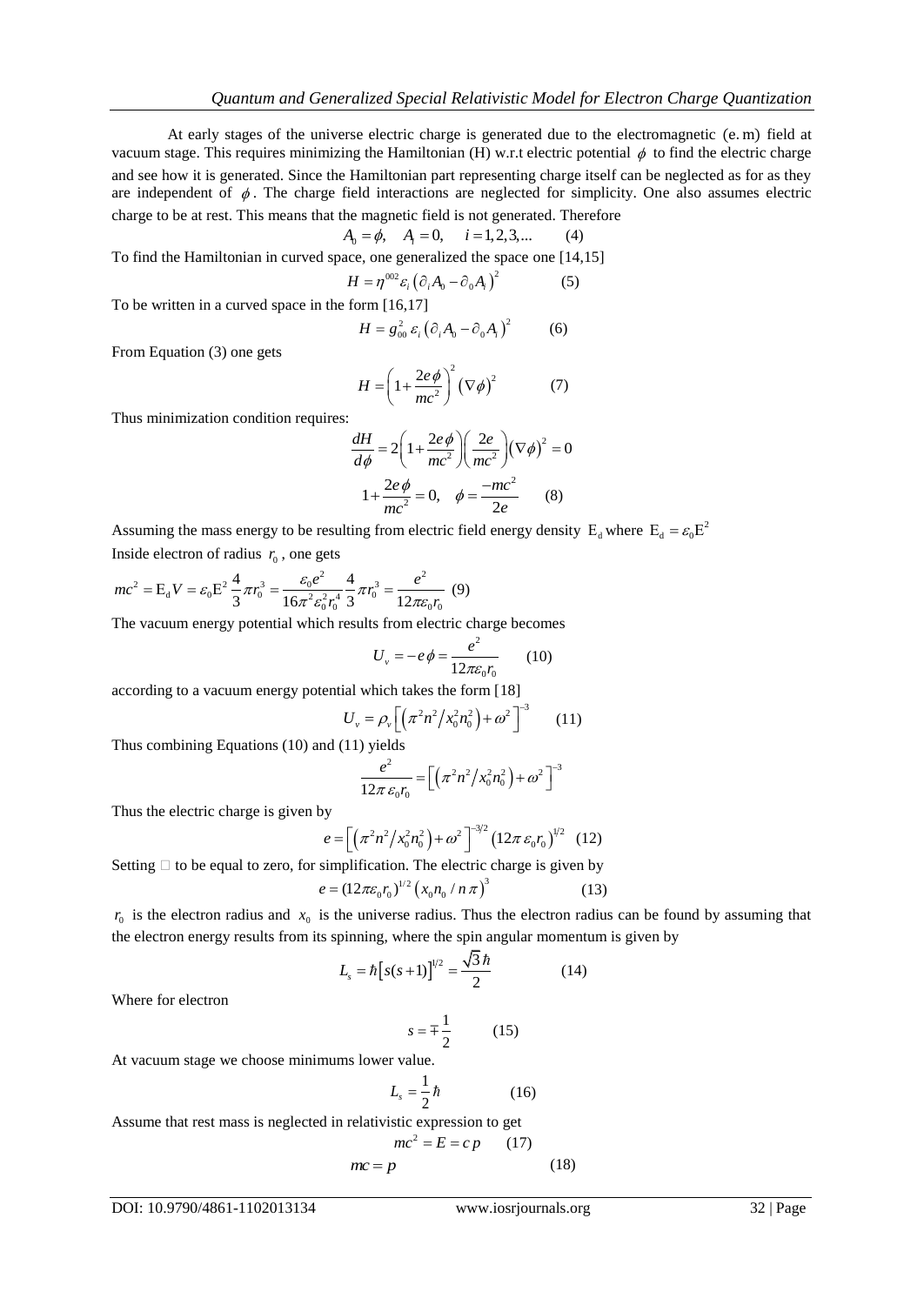At early stages of the universe electric charge is generated due to the electromagnetic (e. m) field at vacuum stage. This requires minimizing the Hamiltonian (H) w.r.t electric potential $\phi$ to find the electric charge and see how it is generated. Since the Hamiltonian part representing charge itself can be neglected as for as they are independent of $\phi$. The charge field interactions are neglected for simplicity. One also assumes electric charge to be at rest. This means that the magnetic field is not generated. Therefore

$$A_0 = \phi, \quad A_i = 0, \quad i = 1,2,3,... \qquad (4)$$

To find the Hamiltonian in curved space, one generalized the space one [14,15]

$$H = \eta^{002} \varepsilon_i \left(\partial_i A_0 - \partial_0 A_i\right)^2 \qquad (5)$$

To be written in a curved space in the form [16,17]

$$H = g_{00}^2 \, \varepsilon_i \left(\partial_i A_0 - \partial_0 A_i\right)^2 \qquad (6)$$

From Equation (3) one gets

$$H = \left(1 + \frac{2e\phi}{mc^2}\right)^2 \left(\nabla\phi\right)^2 \qquad (7)$$

Thus minimization condition requires:

$$\frac{dH}{d\phi} = 2\left(1 + \frac{2e\phi}{mc^2}\right)\left(\frac{2e}{mc^2}\right)\left(\nabla\phi\right)^2 = 0$$

$$1 + \frac{2e\phi}{mc^2} = 0, \quad \phi = \frac{-mc^2}{2e} \qquad (8)$$

Assuming the mass energy to be resulting from electric field energy density $\mathrm{E_d}$ where $\mathrm{E_d} = \varepsilon_0 \mathrm{E}^2$

Inside electron of radius $r_0$, one gets

$$mc^2 = \mathrm{E_d} V = \varepsilon_0 \mathrm{E}^2 \frac{4}{3}\pi r_0^3 = \frac{\varepsilon_0 e^2}{16\pi^2 \varepsilon_0^2 r_0^4} \frac{4}{3}\pi r_0^3 = \frac{e^2}{12\pi\varepsilon_0 r_0} \quad (9)$$

The vacuum energy potential which results from electric charge becomes

$$U_v = -e\phi = \frac{e^2}{12\pi\varepsilon_0 r_0} \qquad (10)$$

according to a vacuum energy potential which takes the form [18]

$$U_v = \rho_v \left[\left(\pi^2 n^2 / x_0^2 n_0^2\right) + \omega^2\right]^{-3} \qquad (11)$$

Thus combining Equations (10) and (11) yields

$$\frac{e^2}{12\pi\,\varepsilon_0 r_0} = \left[\left(\pi^2 n^2 / x_0^2 n_0^2\right) + \omega^2\right]^{-3}$$

Thus the electric charge is given by

$$e = \left[\left(\pi^2 n^2 / x_0^2 n_0^2\right) + \omega^2\right]^{-3/2} \left(12\pi\,\varepsilon_0 r_0\right)^{1/2} \quad (12)$$

Setting □ to be equal to zero, for simplification. The electric charge is given by

$$e = (12\pi\varepsilon_0 r_0)^{1/2} \left(x_0 n_0 / n\pi\right)^3 \qquad (13)$$

$r_0$ is the electron radius and $x_0$ is the universe radius. Thus the electron radius can be found by assuming that the electron energy results from its spinning, where the spin angular momentum is given by

$$L_s = \hbar\left[s(s+1)\right]^{1/2} = \frac{\sqrt{3}\,\hbar}{2} \qquad (14)$$

Where for electron

$$s = \mp\frac{1}{2} \qquad (15)$$

At vacuum stage we choose minimums lower value.

$$L_s = \frac{1}{2}\hbar \qquad (16)$$

Assume that rest mass is neglected in relativistic expression to get

$$mc^2 = E = c\,p \qquad (17)$$

$$mc = p \qquad (18)$$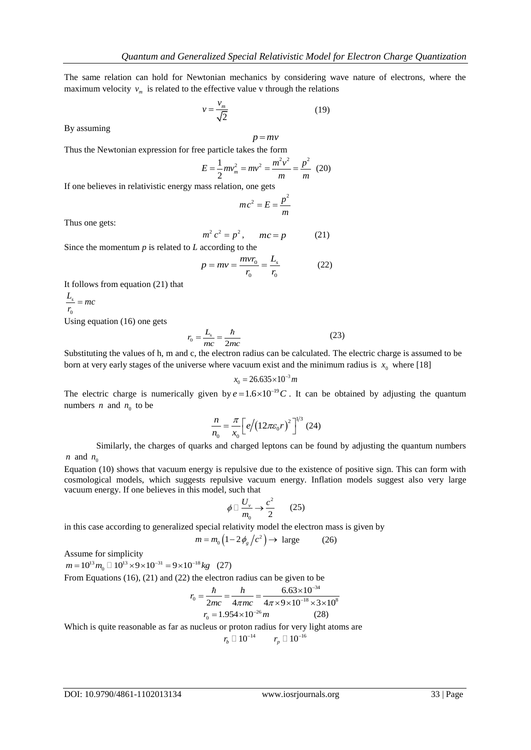The same relation can hold for Newtonian mechanics by considering wave nature of electrons, where the maximum velocity $v_m$ is related to the effective value v through the relations

$$v = \frac{v_m}{\sqrt{2}} \qquad (19)$$

By assuming

$$p = mv$$

Thus the Newtonian expression for free particle takes the form

$$E = \frac{1}{2}mv_m^2 = mv^2 = \frac{m^2v^2}{m} = \frac{p^2}{m} \quad (20)$$

If one believes in relativistic energy mass relation, one gets

$$mc^2 = E = \frac{p^2}{m}$$

Thus one gets:

$$m^2c^2 = p^2, \qquad mc = p \qquad (21)$$

Since the momentum $p$ is related to $L$ according to the

$$p = mv = \frac{mvr_0}{r_0} = \frac{L_s}{r_0} \qquad (22)$$

It follows from equation (21) that

$$\frac{L_s}{r_0} = mc$$

Using equation (16) one gets

$$r_0 = \frac{L_s}{mc} = \frac{\hbar}{2mc} \qquad (23)$$

Substituting the values of h, m and c, the electron radius can be calculated. The electric charge is assumed to be born at very early stages of the universe where vacuum exist and the minimum radius is $x_0$ where [18]

$$x_0 = 26.635 \times 10^{-3}m$$

The electric charge is numerically given by $e = 1.6 \times 10^{-19}C$. It can be obtained by adjusting the quantum numbers $n$ and $n_0$ to be

$$\frac{n}{n_0} = \frac{\pi}{x_0}\left[e/\left(12\pi\varepsilon_0 r\right)^2\right]^{1/3} \quad (24)$$

Similarly, the charges of quarks and charged leptons can be found by adjusting the quantum numbers $n$ and $n_0$

Equation (10) shows that vacuum energy is repulsive due to the existence of positive sign. This can form with cosmological models, which suggests repulsive vacuum energy. Inflation models suggest also very large vacuum energy. If one believes in this model, such that

$$\phi \approx \frac{U_v}{m_0} \rightarrow \frac{c^2}{2} \qquad (25)$$

in this case according to generalized special relativity model the electron mass is given by

$$m = m_0\left(1 - 2\phi_g/c^2\right) \rightarrow \text{ large} \qquad (26)$$

Assume for simplicity

$$m = 10^{13}m_0 \approx 10^{13} \times 9 \times 10^{-31} = 9 \times 10^{-18}kg \quad (27)$$

From Equations (16), (21) and (22) the electron radius can be given to be

$$r_0 = \frac{\hbar}{2mc} = \frac{h}{4\pi mc} = \frac{6.63 \times 10^{-34}}{4\pi \times 9 \times 10^{-18} \times 3 \times 10^8}$$

$$r_0 = 1.954 \times 10^{-26}m \qquad (28)$$

Which is quite reasonable as far as nucleus or proton radius for very light atoms are

$$r_b \approx 10^{-14} \qquad r_p \approx 10^{-16}$$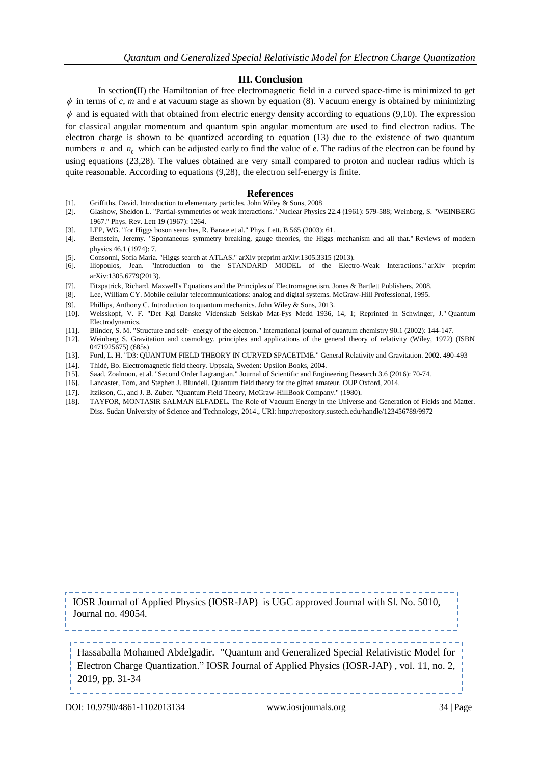## III. Conclusion

In section(II) the Hamiltonian of free electromagnetic field in a curved space-time is minimized to get $\phi$ in terms of $c$, $m$ and $e$ at vacuum stage as shown by equation (8). Vacuum energy is obtained by minimizing $\phi$ and is equated with that obtained from electric energy density according to equations (9,10). The expression for classical angular momentum and quantum spin angular momentum are used to find electron radius. The electron charge is shown to be quantized according to equation (13) due to the existence of two quantum numbers $n$ and $n_0$ which can be adjusted early to find the value of $e$. The radius of the electron can be found by using equations (23,28). The values obtained are very small compared to proton and nuclear radius which is quite reasonable. According to equations (9,28), the electron self-energy is finite.

## References

[1]. Griffiths, David. Introduction to elementary particles. John Wiley & Sons, 2008

[2]. Glashow, Sheldon L. "Partial-symmetries of weak interactions." Nuclear Physics 22.4 (1961): 579-588; Weinberg, S. "WEINBERG 1967." Phys. Rev. Lett 19 (1967): 1264.

[3]. LEP, WG. "for Higgs boson searches, R. Barate et al." Phys. Lett. B 565 (2003): 61.

[4]. Bernstein, Jeremy. "Spontaneous symmetry breaking, gauge theories, the Higgs mechanism and all that." Reviews of modern physics 46.1 (1974): 7.

[5]. Consonni, Sofia Maria. "Higgs search at ATLAS." arXiv preprint arXiv:1305.3315 (2013).

[6]. Iliopoulos, Jean. "Introduction to the STANDARD MODEL of the Electro-Weak Interactions." arXiv preprint arXiv:1305.6779(2013).

[7]. Fitzpatrick, Richard. Maxwell's Equations and the Principles of Electromagnetism. Jones & Bartlett Publishers, 2008.

[8]. Lee, William CY. Mobile cellular telecommunications: analog and digital systems. McGraw-Hill Professional, 1995.

[9]. Phillips, Anthony C. Introduction to quantum mechanics. John Wiley & Sons, 2013.

[10]. Weisskopf, V. F. "Det Kgl Danske Videnskab Selskab Mat-Fys Medd 1936, 14, 1; Reprinted in Schwinger, J." Quantum Electrodynamics.

[11]. Blinder, S. M. "Structure and self- energy of the electron." International journal of quantum chemistry 90.1 (2002): 144-147.

[12]. Weinberg S. Gravitation and cosmology. principles and applications of the general theory of relativity (Wiley, 1972) (ISBN 0471925675) (685s)

[13]. Ford, L. H. "D3: QUANTUM FIELD THEORY IN CURVED SPACETIME." General Relativity and Gravitation. 2002. 490-493

[14]. Thidé, Bo. Electromagnetic field theory. Uppsala, Sweden: Upsilon Books, 2004.

[15]. Saad, Zoalnoon, et al. "Second Order Lagrangian." Journal of Scientific and Engineering Research 3.6 (2016): 70-74.

[16]. Lancaster, Tom, and Stephen J. Blundell. Quantum field theory for the gifted amateur. OUP Oxford, 2014.

[17]. Itzikson, C., and J. B. Zuber. "Quantum Field Theory, McGraw-HillBook Company." (1980).

[18]. TAYFOR, MONTASIR SALMAN ELFADEL. The Role of Vacuum Energy in the Universe and Generation of Fields and Matter. Diss. Sudan University of Science and Technology, 2014., URI: http://repository.sustech.edu/handle/123456789/9972

IOSR Journal of Applied Physics (IOSR-JAP) is UGC approved Journal with Sl. No. 5010, Journal no. 49054.

Hassaballa Mohamed Abdelgadir. "Quantum and Generalized Special Relativistic Model for Electron Charge Quantization." IOSR Journal of Applied Physics (IOSR-JAP) , vol. 11, no. 2, 2019, pp. 31-34